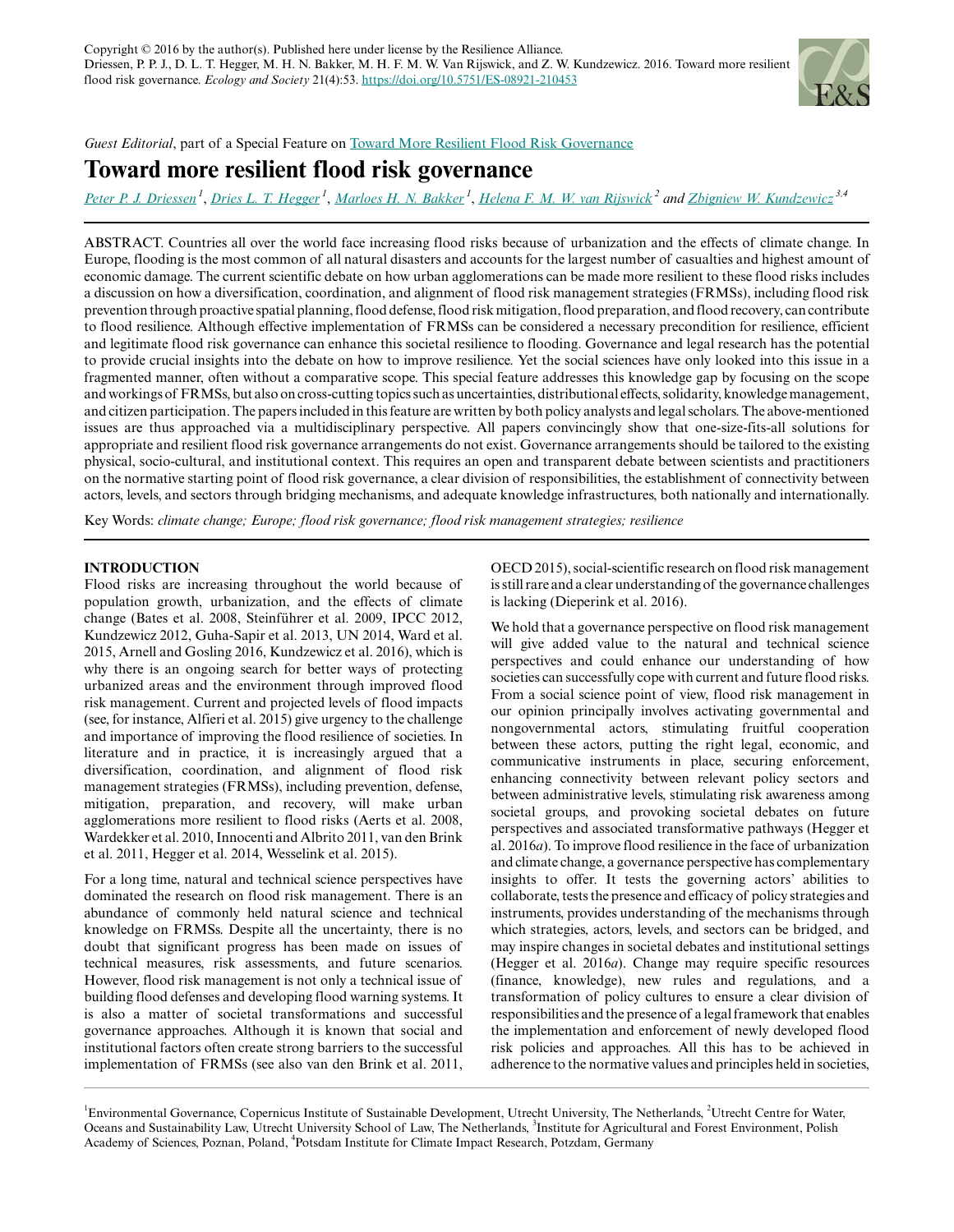Copyright © 2016 by the author(s). Published here under license by the Resilience Alliance.
Driessen, P. P. J., D. L. T. Hegger, M. H. N. Bakker, M. H. F. M. W. Van Rijswick, and Z. W. Kundzewicz. 2016. Toward more resilient flood risk governance. *Ecology and Society* 21(4):53. https://doi.org/10.5751/ES-08921-210453

*Guest Editorial*, part of a Special Feature on Toward More Resilient Flood Risk Governance

# Toward more resilient flood risk governance

Peter P. J. Driessen[1], Dries L. T. Hegger[1], Marloes H. N. Bakker[1], Helena F. M. W. van Rijswick[2] and Zbigniew W. Kundzewicz[3,4]

ABSTRACT. Countries all over the world face increasing flood risks because of urbanization and the effects of climate change. In Europe, flooding is the most common of all natural disasters and accounts for the largest number of casualties and highest amount of economic damage. The current scientific debate on how urban agglomerations can be made more resilient to these flood risks includes a discussion on how a diversification, coordination, and alignment of flood risk management strategies (FRMSs), including flood risk prevention through proactive spatial planning, flood defense, flood risk mitigation, flood preparation, and flood recovery, can contribute to flood resilience. Although effective implementation of FRMSs can be considered a necessary precondition for resilience, efficient and legitimate flood risk governance can enhance this societal resilience to flooding. Governance and legal research has the potential to provide crucial insights into the debate on how to improve resilience. Yet the social sciences have only looked into this issue in a fragmented manner, often without a comparative scope. This special feature addresses this knowledge gap by focusing on the scope and workings of FRMSs, but also on cross-cutting topics such as uncertainties, distributional effects, solidarity, knowledge management, and citizen participation. The papers included in this feature are written by both policy analysts and legal scholars. The above-mentioned issues are thus approached via a multidisciplinary perspective. All papers convincingly show that one-size-fits-all solutions for appropriate and resilient flood risk governance arrangements do not exist. Governance arrangements should be tailored to the existing physical, socio-cultural, and institutional context. This requires an open and transparent debate between scientists and practitioners on the normative starting point of flood risk governance, a clear division of responsibilities, the establishment of connectivity between actors, levels, and sectors through bridging mechanisms, and adequate knowledge infrastructures, both nationally and internationally.

Key Words: *climate change; Europe; flood risk governance; flood risk management strategies; resilience*

## INTRODUCTION

Flood risks are increasing throughout the world because of population growth, urbanization, and the effects of climate change (Bates et al. 2008, Steinführer et al. 2009, IPCC 2012, Kundzewicz 2012, Guha-Sapir et al. 2013, UN 2014, Ward et al. 2015, Arnell and Gosling 2016, Kundzewicz et al. 2016), which is why there is an ongoing search for better ways of protecting urbanized areas and the environment through improved flood risk management. Current and projected levels of flood impacts (see, for instance, Alfieri et al. 2015) give urgency to the challenge and importance of improving the flood resilience of societies. In literature and in practice, it is increasingly argued that a diversification, coordination, and alignment of flood risk management strategies (FRMSs), including prevention, defense, mitigation, preparation, and recovery, will make urban agglomerations more resilient to flood risks (Aerts et al. 2008, Wardekker et al. 2010, Innocenti and Albrito 2011, van den Brink et al. 2011, Hegger et al. 2014, Wesselink et al. 2015).

For a long time, natural and technical science perspectives have dominated the research on flood risk management. There is an abundance of commonly held natural science and technical knowledge on FRMSs. Despite all the uncertainty, there is no doubt that significant progress has been made on issues of technical measures, risk assessments, and future scenarios. However, flood risk management is not only a technical issue of building flood defenses and developing flood warning systems. It is also a matter of societal transformations and successful governance approaches. Although it is known that social and institutional factors often create strong barriers to the successful implementation of FRMSs (see also van den Brink et al. 2011, OECD 2015), social-scientific research on flood risk management is still rare and a clear understanding of the governance challenges is lacking (Dieperink et al. 2016).

We hold that a governance perspective on flood risk management will give added value to the natural and technical science perspectives and could enhance our understanding of how societies can successfully cope with current and future flood risks. From a social science point of view, flood risk management in our opinion principally involves activating governmental and nongovernmental actors, stimulating fruitful cooperation between these actors, putting the right legal, economic, and communicative instruments in place, securing enforcement, enhancing connectivity between relevant policy sectors and between administrative levels, stimulating risk awareness among societal groups, and provoking societal debates on future perspectives and associated transformative pathways (Hegger et al. 2016*a*). To improve flood resilience in the face of urbanization and climate change, a governance perspective has complementary insights to offer. It tests the governing actors' abilities to collaborate, tests the presence and efficacy of policy strategies and instruments, provides understanding of the mechanisms through which strategies, actors, levels, and sectors can be bridged, and may inspire changes in societal debates and institutional settings (Hegger et al. 2016*a*). Change may require specific resources (finance, knowledge), new rules and regulations, and a transformation of policy cultures to ensure a clear division of responsibilities and the presence of a legal framework that enables the implementation and enforcement of newly developed flood risk policies and approaches. All this has to be achieved in adherence to the normative values and principles held in societies,

[1]Environmental Governance, Copernicus Institute of Sustainable Development, Utrecht University, The Netherlands, [2]Utrecht Centre for Water, Oceans and Sustainability Law, Utrecht University School of Law, The Netherlands, [3]Institute for Agricultural and Forest Environment, Polish Academy of Sciences, Poznan, Poland, [4]Potsdam Institute for Climate Impact Research, Potsdam, Germany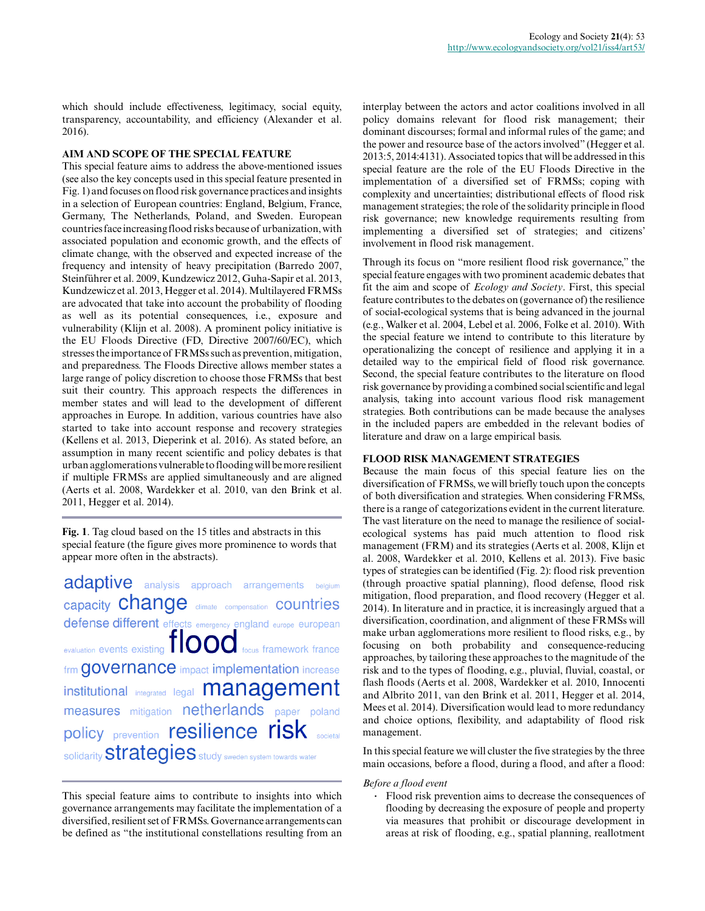which should include effectiveness, legitimacy, social equity, transparency, accountability, and efficiency (Alexander et al. 2016).

## AIM AND SCOPE OF THE SPECIAL FEATURE

This special feature aims to address the above-mentioned issues (see also the key concepts used in this special feature presented in Fig. 1) and focuses on flood risk governance practices and insights in a selection of European countries: England, Belgium, France, Germany, The Netherlands, Poland, and Sweden. European countries face increasing flood risks because of urbanization, with associated population and economic growth, and the effects of climate change, with the observed and expected increase of the frequency and intensity of heavy precipitation (Barredo 2007, Steinführer et al. 2009, Kundzewicz 2012, Guha-Sapir et al. 2013, Kundzewicz et al. 2013, Hegger et al. 2014). Multilayered FRMSs are advocated that take into account the probability of flooding as well as its potential consequences, i.e., exposure and vulnerability (Klijn et al. 2008). A prominent policy initiative is the EU Floods Directive (FD, Directive 2007/60/EC), which stresses the importance of FRMSs such as prevention, mitigation, and preparedness. The Floods Directive allows member states a large range of policy discretion to choose those FRMSs that best suit their country. This approach respects the differences in member states and will lead to the development of different approaches in Europe. In addition, various countries have also started to take into account response and recovery strategies (Kellens et al. 2013, Dieperink et al. 2016). As stated before, an assumption in many recent scientific and policy debates is that urban agglomerations vulnerable to flooding will be more resilient if multiple FRMSs are applied simultaneously and are aligned (Aerts et al. 2008, Wardekker et al. 2010, van den Brink et al. 2011, Hegger et al. 2014).

**Fig. 1**. Tag cloud based on the 15 titles and abstracts in this special feature (the figure gives more prominence to words that appear more often in the abstracts).

adaptive analysis approach arrangements belgium
capacity change climate compensation countries
defense different effects emergency england europe european
evaluation events existing flood focus framework france
frm governance impact implementation increase
institutional integrated legal management
measures mitigation netherlands paper poland
policy prevention resilience risk societal
solidarity strategies study sweden system towards water

This special feature aims to contribute to insights into which governance arrangements may facilitate the implementation of a diversified, resilient set of FRMSs. Governance arrangements can be defined as "the institutional constellations resulting from an interplay between the actors and actor coalitions involved in all policy domains relevant for flood risk management; their dominant discourses; formal and informal rules of the game; and the power and resource base of the actors involved" (Hegger et al. 2013:5, 2014:4131). Associated topics that will be addressed in this special feature are the role of the EU Floods Directive in the implementation of a diversified set of FRMSs; coping with complexity and uncertainties; distributional effects of flood risk management strategies; the role of the solidarity principle in flood risk governance; new knowledge requirements resulting from implementing a diversified set of strategies; and citizens' involvement in flood risk management.

Through its focus on "more resilient flood risk governance," the special feature engages with two prominent academic debates that fit the aim and scope of *Ecology and Society*. First, this special feature contributes to the debates on (governance of) the resilience of social-ecological systems that is being advanced in the journal (e.g., Walker et al. 2004, Lebel et al. 2006, Folke et al. 2010). With the special feature we intend to contribute to this literature by operationalizing the concept of resilience and applying it in a detailed way to the empirical field of flood risk governance. Second, the special feature contributes to the literature on flood risk governance by providing a combined social scientific and legal analysis, taking into account various flood risk management strategies. Both contributions can be made because the analyses in the included papers are embedded in the relevant bodies of literature and draw on a large empirical basis.

## FLOOD RISK MANAGEMENT STRATEGIES

Because the main focus of this special feature lies on the diversification of FRMSs, we will briefly touch upon the concepts of both diversification and strategies. When considering FRMSs, there is a range of categorizations evident in the current literature. The vast literature on the need to manage the resilience of social-ecological systems has paid much attention to flood risk management (FRM) and its strategies (Aerts et al. 2008, Klijn et al. 2008, Wardekker et al. 2010, Kellens et al. 2013). Five basic types of strategies can be identified (Fig. 2): flood risk prevention (through proactive spatial planning), flood defense, flood risk mitigation, flood preparation, and flood recovery (Hegger et al. 2014). In literature and in practice, it is increasingly argued that a diversification, coordination, and alignment of these FRMSs will make urban agglomerations more resilient to flood risks, e.g., by focusing on both probability and consequence-reducing approaches, by tailoring these approaches to the magnitude of the risk and to the types of flooding, e.g., pluvial, fluvial, coastal, or flash floods (Aerts et al. 2008, Wardekker et al. 2010, Innocenti and Albrito 2011, van den Brink et al. 2011, Hegger et al. 2014, Mees et al. 2014). Diversification would lead to more redundancy and choice options, flexibility, and adaptability of flood risk management.

In this special feature we will cluster the five strategies by the three main occasions, before a flood, during a flood, and after a flood:

*Before a flood event*

- Flood risk prevention aims to decrease the consequences of flooding by decreasing the exposure of people and property via measures that prohibit or discourage development in areas at risk of flooding, e.g., spatial planning, reallotment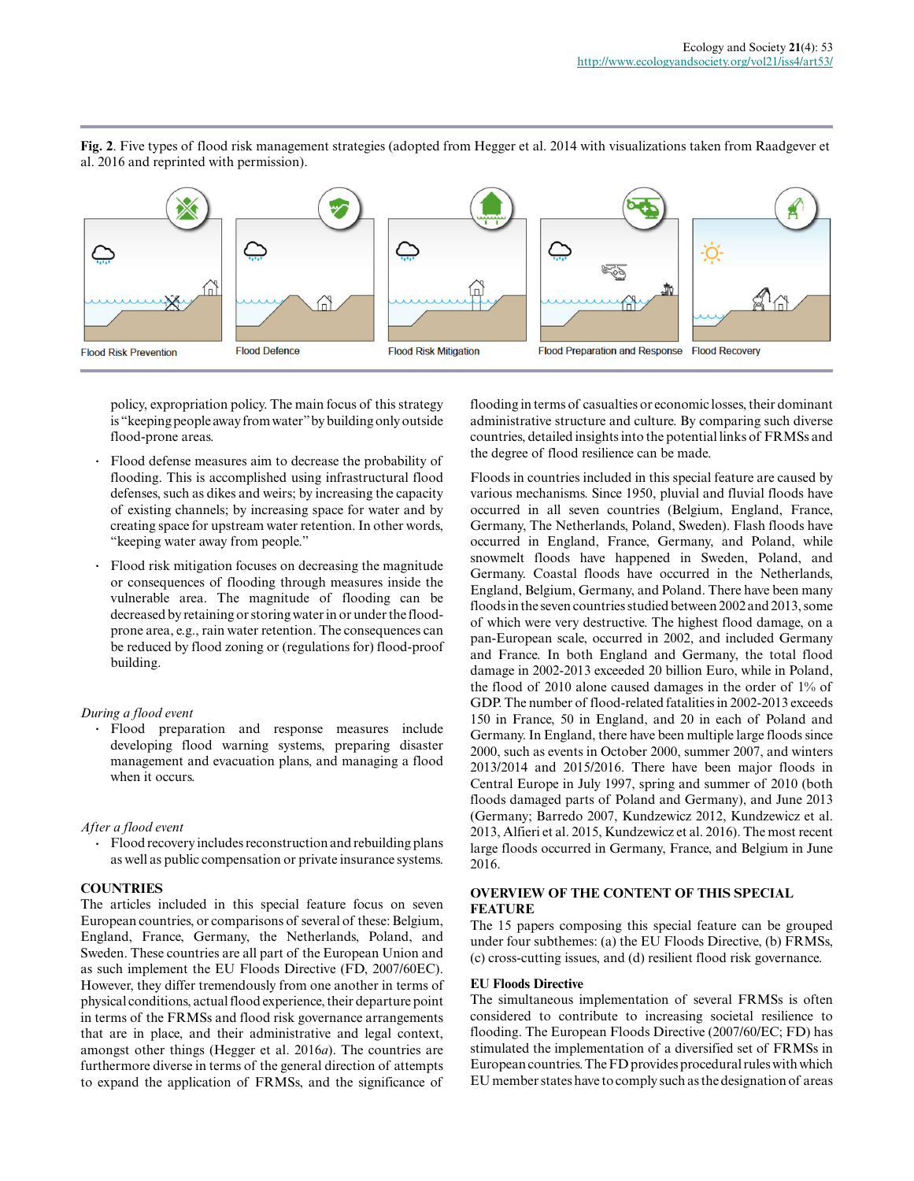**Fig. 2**. Five types of flood risk management strategies (adopted from Hegger et al. 2014 with visualizations taken from Raadgever et al. 2016 and reprinted with permission).

Flood Risk Prevention

Flood Defence

Flood Risk Mitigation

Flood Preparation and Response

Flood Recovery

policy, expropriation policy. The main focus of this strategy is "keeping people away from water" by building only outside flood-prone areas.

- Flood defense measures aim to decrease the probability of flooding. This is accomplished using infrastructural flood defenses, such as dikes and weirs; by increasing the capacity of existing channels; by increasing space for water and by creating space for upstream water retention. In other words, "keeping water away from people."
- Flood risk mitigation focuses on decreasing the magnitude or consequences of flooding through measures inside the vulnerable area. The magnitude of flooding can be decreased by retaining or storing water in or under the flood-prone area, e.g., rain water retention. The consequences can be reduced by flood zoning or (regulations for) flood-proof building.

*During a flood event*

- Flood preparation and response measures include developing flood warning systems, preparing disaster management and evacuation plans, and managing a flood when it occurs.

*After a flood event*

- Flood recovery includes reconstruction and rebuilding plans as well as public compensation or private insurance systems.

## COUNTRIES

The articles included in this special feature focus on seven European countries, or comparisons of several of these: Belgium, England, France, Germany, the Netherlands, Poland, and Sweden. These countries are all part of the European Union and as such implement the EU Floods Directive (FD, 2007/60EC). However, they differ tremendously from one another in terms of physical conditions, actual flood experience, their departure point in terms of the FRMSs and flood risk governance arrangements that are in place, and their administrative and legal context, amongst other things (Hegger et al. 2016*a*). The countries are furthermore diverse in terms of the general direction of attempts to expand the application of FRMSs, and the significance of flooding in terms of casualties or economic losses, their dominant administrative structure and culture. By comparing such diverse countries, detailed insights into the potential links of FRMSs and the degree of flood resilience can be made.

Floods in countries included in this special feature are caused by various mechanisms. Since 1950, pluvial and fluvial floods have occurred in all seven countries (Belgium, England, France, Germany, The Netherlands, Poland, Sweden). Flash floods have occurred in England, France, Germany, and Poland, while snowmelt floods have happened in Sweden, Poland, and Germany. Coastal floods have occurred in the Netherlands, England, Belgium, Germany, and Poland. There have been many floods in the seven countries studied between 2002 and 2013, some of which were very destructive. The highest flood damage, on a pan-European scale, occurred in 2002, and included Germany and France. In both England and Germany, the total flood damage in 2002-2013 exceeded 20 billion Euro, while in Poland, the flood of 2010 alone caused damages in the order of 1% of GDP. The number of flood-related fatalities in 2002-2013 exceeds 150 in France, 50 in England, and 20 in each of Poland and Germany. In England, there have been multiple large floods since 2000, such as events in October 2000, summer 2007, and winters 2013/2014 and 2015/2016. There have been major floods in Central Europe in July 1997, spring and summer of 2010 (both floods damaged parts of Poland and Germany), and June 2013 (Germany; Barredo 2007, Kundzewicz 2012, Kundzewicz et al. 2013, Alfieri et al. 2015, Kundzewicz et al. 2016). The most recent large floods occurred in Germany, France, and Belgium in June 2016.

## OVERVIEW OF THE CONTENT OF THIS SPECIAL FEATURE

The 15 papers composing this special feature can be grouped under four subthemes: (a) the EU Floods Directive, (b) FRMSs, (c) cross-cutting issues, and (d) resilient flood risk governance.

### EU Floods Directive

The simultaneous implementation of several FRMSs is often considered to contribute to increasing societal resilience to flooding. The European Floods Directive (2007/60/EC; FD) has stimulated the implementation of a diversified set of FRMSs in European countries. The FD provides procedural rules with which EU member states have to comply such as the designation of areas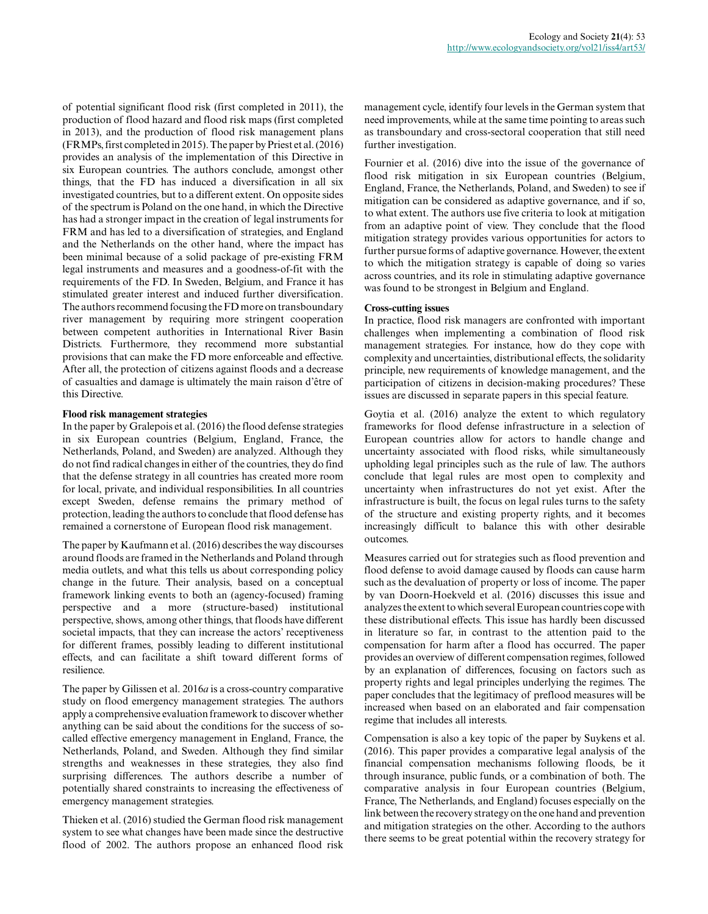of potential significant flood risk (first completed in 2011), the production of flood hazard and flood risk maps (first completed in 2013), and the production of flood risk management plans (FRMPs, first completed in 2015). The paper by Priest et al. (2016) provides an analysis of the implementation of this Directive in six European countries. The authors conclude, amongst other things, that the FD has induced a diversification in all six investigated countries, but to a different extent. On opposite sides of the spectrum is Poland on the one hand, in which the Directive has had a stronger impact in the creation of legal instruments for FRM and has led to a diversification of strategies, and England and the Netherlands on the other hand, where the impact has been minimal because of a solid package of pre-existing FRM legal instruments and measures and a goodness-of-fit with the requirements of the FD. In Sweden, Belgium, and France it has stimulated greater interest and induced further diversification. The authors recommend focusing the FD more on transboundary river management by requiring more stringent cooperation between competent authorities in International River Basin Districts. Furthermore, they recommend more substantial provisions that can make the FD more enforceable and effective. After all, the protection of citizens against floods and a decrease of casualties and damage is ultimately the main raison d'être of this Directive.

### Flood risk management strategies

In the paper by Gralepois et al. (2016) the flood defense strategies in six European countries (Belgium, England, France, the Netherlands, Poland, and Sweden) are analyzed. Although they do not find radical changes in either of the countries, they do find that the defense strategy in all countries has created more room for local, private, and individual responsibilities. In all countries except Sweden, defense remains the primary method of protection, leading the authors to conclude that flood defense has remained a cornerstone of European flood risk management.

The paper by Kaufmann et al. (2016) describes the way discourses around floods are framed in the Netherlands and Poland through media outlets, and what this tells us about corresponding policy change in the future. Their analysis, based on a conceptual framework linking events to both an (agency-focused) framing perspective and a more (structure-based) institutional perspective, shows, among other things, that floods have different societal impacts, that they can increase the actors' receptiveness for different frames, possibly leading to different institutional effects, and can facilitate a shift toward different forms of resilience.

The paper by Gilissen et al. 2016*a* is a cross-country comparative study on flood emergency management strategies. The authors apply a comprehensive evaluation framework to discover whether anything can be said about the conditions for the success of so-called effective emergency management in England, France, the Netherlands, Poland, and Sweden. Although they find similar strengths and weaknesses in these strategies, they also find surprising differences. The authors describe a number of potentially shared constraints to increasing the effectiveness of emergency management strategies.

Thieken et al. (2016) studied the German flood risk management system to see what changes have been made since the destructive flood of 2002. The authors propose an enhanced flood risk management cycle, identify four levels in the German system that need improvements, while at the same time pointing to areas such as transboundary and cross-sectoral cooperation that still need further investigation.

Fournier et al. (2016) dive into the issue of the governance of flood risk mitigation in six European countries (Belgium, England, France, the Netherlands, Poland, and Sweden) to see if mitigation can be considered as adaptive governance, and if so, to what extent. The authors use five criteria to look at mitigation from an adaptive point of view. They conclude that the flood mitigation strategy provides various opportunities for actors to further pursue forms of adaptive governance. However, the extent to which the mitigation strategy is capable of doing so varies across countries, and its role in stimulating adaptive governance was found to be strongest in Belgium and England.

### Cross-cutting issues

In practice, flood risk managers are confronted with important challenges when implementing a combination of flood risk management strategies. For instance, how do they cope with complexity and uncertainties, distributional effects, the solidarity principle, new requirements of knowledge management, and the participation of citizens in decision-making procedures? These issues are discussed in separate papers in this special feature.

Goytia et al. (2016) analyze the extent to which regulatory frameworks for flood defense infrastructure in a selection of European countries allow for actors to handle change and uncertainty associated with flood risks, while simultaneously upholding legal principles such as the rule of law. The authors conclude that legal rules are most open to complexity and uncertainty when infrastructures do not yet exist. After the infrastructure is built, the focus on legal rules turns to the safety of the structure and existing property rights, and it becomes increasingly difficult to balance this with other desirable outcomes.

Measures carried out for strategies such as flood prevention and flood defense to avoid damage caused by floods can cause harm such as the devaluation of property or loss of income. The paper by van Doorn-Hoekveld et al. (2016) discusses this issue and analyzes the extent to which several European countries cope with these distributional effects. This issue has hardly been discussed in literature so far, in contrast to the attention paid to the compensation for harm after a flood has occurred. The paper provides an overview of different compensation regimes, followed by an explanation of differences, focusing on factors such as property rights and legal principles underlying the regimes. The paper concludes that the legitimacy of preflood measures will be increased when based on an elaborated and fair compensation regime that includes all interests.

Compensation is also a key topic of the paper by Suykens et al. (2016). This paper provides a comparative legal analysis of the financial compensation mechanisms following floods, be it through insurance, public funds, or a combination of both. The comparative analysis in four European countries (Belgium, France, The Netherlands, and England) focuses especially on the link between the recovery strategy on the one hand and prevention and mitigation strategies on the other. According to the authors there seems to be great potential within the recovery strategy for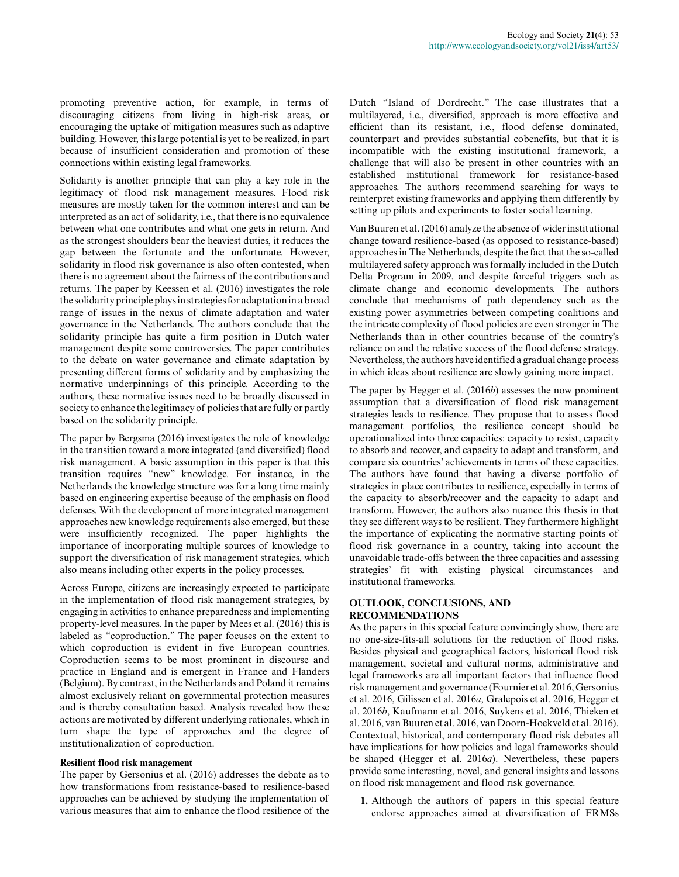promoting preventive action, for example, in terms of discouraging citizens from living in high-risk areas, or encouraging the uptake of mitigation measures such as adaptive building. However, this large potential is yet to be realized, in part because of insufficient consideration and promotion of these connections within existing legal frameworks.

Solidarity is another principle that can play a key role in the legitimacy of flood risk management measures. Flood risk measures are mostly taken for the common interest and can be interpreted as an act of solidarity, i.e., that there is no equivalence between what one contributes and what one gets in return. And as the strongest shoulders bear the heaviest duties, it reduces the gap between the fortunate and the unfortunate. However, solidarity in flood risk governance is also often contested, when there is no agreement about the fairness of the contributions and returns. The paper by Keessen et al. (2016) investigates the role the solidarity principle plays in strategies for adaptation in a broad range of issues in the nexus of climate adaptation and water governance in the Netherlands. The authors conclude that the solidarity principle has quite a firm position in Dutch water management despite some controversies. The paper contributes to the debate on water governance and climate adaptation by presenting different forms of solidarity and by emphasizing the normative underpinnings of this principle. According to the authors, these normative issues need to be broadly discussed in society to enhance the legitimacy of policies that are fully or partly based on the solidarity principle.

The paper by Bergsma (2016) investigates the role of knowledge in the transition toward a more integrated (and diversified) flood risk management. A basic assumption in this paper is that this transition requires "new" knowledge. For instance, in the Netherlands the knowledge structure was for a long time mainly based on engineering expertise because of the emphasis on flood defenses. With the development of more integrated management approaches new knowledge requirements also emerged, but these were insufficiently recognized. The paper highlights the importance of incorporating multiple sources of knowledge to support the diversification of risk management strategies, which also means including other experts in the policy processes.

Across Europe, citizens are increasingly expected to participate in the implementation of flood risk management strategies, by engaging in activities to enhance preparedness and implementing property-level measures. In the paper by Mees et al. (2016) this is labeled as "coproduction." The paper focuses on the extent to which coproduction is evident in five European countries. Coproduction seems to be most prominent in discourse and practice in England and is emergent in France and Flanders (Belgium). By contrast, in the Netherlands and Poland it remains almost exclusively reliant on governmental protection measures and is thereby consultation based. Analysis revealed how these actions are motivated by different underlying rationales, which in turn shape the type of approaches and the degree of institutionalization of coproduction.

### Resilient flood risk management

The paper by Gersonius et al. (2016) addresses the debate as to how transformations from resistance-based to resilience-based approaches can be achieved by studying the implementation of various measures that aim to enhance the flood resilience of the Dutch "Island of Dordrecht." The case illustrates that a multilayered, i.e., diversified, approach is more effective and efficient than its resistant, i.e., flood defense dominated, counterpart and provides substantial cobenefits, but that it is incompatible with the existing institutional framework, a challenge that will also be present in other countries with an established institutional framework for resistance-based approaches. The authors recommend searching for ways to reinterpret existing frameworks and applying them differently by setting up pilots and experiments to foster social learning.

Van Buuren et al. (2016) analyze the absence of wider institutional change toward resilience-based (as opposed to resistance-based) approaches in The Netherlands, despite the fact that the so-called multilayered safety approach was formally included in the Dutch Delta Program in 2009, and despite forceful triggers such as climate change and economic developments. The authors conclude that mechanisms of path dependency such as the existing power asymmetries between competing coalitions and the intricate complexity of flood policies are even stronger in The Netherlands than in other countries because of the country's reliance on and the relative success of the flood defense strategy. Nevertheless, the authors have identified a gradual change process in which ideas about resilience are slowly gaining more impact.

The paper by Hegger et al. (2016*b*) assesses the now prominent assumption that a diversification of flood risk management strategies leads to resilience. They propose that to assess flood management portfolios, the resilience concept should be operationalized into three capacities: capacity to resist, capacity to absorb and recover, and capacity to adapt and transform, and compare six countries' achievements in terms of these capacities. The authors have found that having a diverse portfolio of strategies in place contributes to resilience, especially in terms of the capacity to absorb/recover and the capacity to adapt and transform. However, the authors also nuance this thesis in that they see different ways to be resilient. They furthermore highlight the importance of explicating the normative starting points of flood risk governance in a country, taking into account the unavoidable trade-offs between the three capacities and assessing strategies' fit with existing physical circumstances and institutional frameworks.

## OUTLOOK, CONCLUSIONS, AND RECOMMENDATIONS

As the papers in this special feature convincingly show, there are no one-size-fits-all solutions for the reduction of flood risks. Besides physical and geographical factors, historical flood risk management, societal and cultural norms, administrative and legal frameworks are all important factors that influence flood risk management and governance (Fournier et al. 2016, Gersonius et al. 2016, Gilissen et al. 2016*a*, Gralepois et al. 2016, Hegger et al. 2016*b*, Kaufmann et al. 2016, Suykens et al. 2016, Thieken et al. 2016, van Buuren et al. 2016, van Doorn-Hoekveld et al. 2016). Contextual, historical, and contemporary flood risk debates all have implications for how policies and legal frameworks should be shaped (Hegger et al. 2016*a*). Nevertheless, these papers provide some interesting, novel, and general insights and lessons on flood risk management and flood risk governance.

1. Although the authors of papers in this special feature endorse approaches aimed at diversification of FRMSs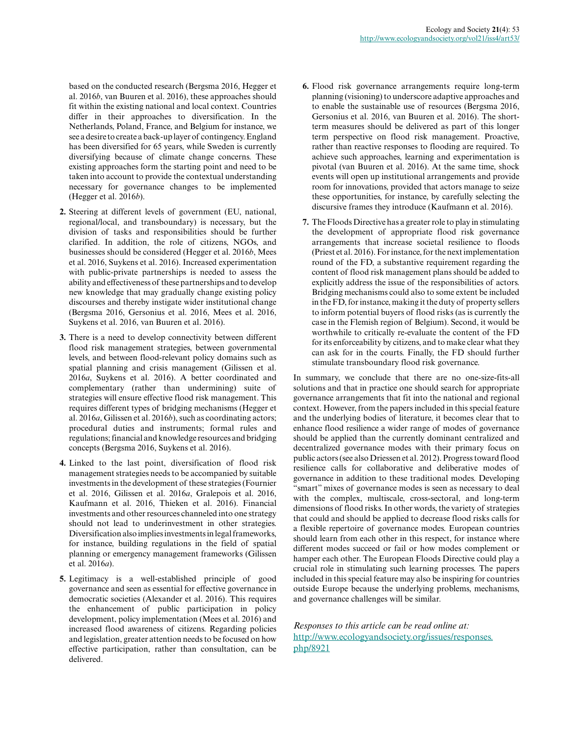based on the conducted research (Bergsma 2016, Hegger et al. 2016*b*, van Buuren et al. 2016), these approaches should fit within the existing national and local context. Countries differ in their approaches to diversification. In the Netherlands, Poland, France, and Belgium for instance, we see a desire to create a back-up layer of contingency. England has been diversified for 65 years, while Sweden is currently diversifying because of climate change concerns. These existing approaches form the starting point and need to be taken into account to provide the contextual understanding necessary for governance changes to be implemented (Hegger et al. 2016*b*).

2. Steering at different levels of government (EU, national, regional/local, and transboundary) is necessary, but the division of tasks and responsibilities should be further clarified. In addition, the role of citizens, NGOs, and businesses should be considered (Hegger et al. 2016*b*, Mees et al. 2016, Suykens et al. 2016). Increased experimentation with public-private partnerships is needed to assess the ability and effectiveness of these partnerships and to develop new knowledge that may gradually change existing policy discourses and thereby instigate wider institutional change (Bergsma 2016, Gersonius et al. 2016, Mees et al. 2016, Suykens et al. 2016, van Buuren et al. 2016).

3. There is a need to develop connectivity between different flood risk management strategies, between governmental levels, and between flood-relevant policy domains such as spatial planning and crisis management (Gilissen et al. 2016*a*, Suykens et al. 2016). A better coordinated and complementary (rather than undermining) suite of strategies will ensure effective flood risk management. This requires different types of bridging mechanisms (Hegger et al. 2016*a*, Gilissen et al. 2016*b*), such as coordinating actors; procedural duties and instruments; formal rules and regulations; financial and knowledge resources and bridging concepts (Bergsma 2016, Suykens et al. 2016).

4. Linked to the last point, diversification of flood risk management strategies needs to be accompanied by suitable investments in the development of these strategies (Fournier et al. 2016, Gilissen et al. 2016*a*, Gralepois et al. 2016, Kaufmann et al. 2016, Thieken et al. 2016). Financial investments and other resources channeled into one strategy should not lead to underinvestment in other strategies. Diversification also implies investments in legal frameworks, for instance, building regulations in the field of spatial planning or emergency management frameworks (Gilissen et al. 2016*a*).

5. Legitimacy is a well-established principle of good governance and seen as essential for effective governance in democratic societies (Alexander et al. 2016). This requires the enhancement of public participation in policy development, policy implementation (Mees et al. 2016) and increased flood awareness of citizens. Regarding policies and legislation, greater attention needs to be focused on how effective participation, rather than consultation, can be delivered.

6. Flood risk governance arrangements require long-term planning (visioning) to underscore adaptive approaches and to enable the sustainable use of resources (Bergsma 2016, Gersonius et al. 2016, van Buuren et al. 2016). The short-term measures should be delivered as part of this longer term perspective on flood risk management. Proactive, rather than reactive responses to flooding are required. To achieve such approaches, learning and experimentation is pivotal (van Buuren et al. 2016). At the same time, shock events will open up institutional arrangements and provide room for innovations, provided that actors manage to seize these opportunities, for instance, by carefully selecting the discursive frames they introduce (Kaufmann et al. 2016).

7. The Floods Directive has a greater role to play in stimulating the development of appropriate flood risk governance arrangements that increase societal resilience to floods (Priest et al. 2016). For instance, for the next implementation round of the FD, a substantive requirement regarding the content of flood risk management plans should be added to explicitly address the issue of the responsibilities of actors. Bridging mechanisms could also to some extent be included in the FD, for instance, making it the duty of property sellers to inform potential buyers of flood risks (as is currently the case in the Flemish region of Belgium). Second, it would be worthwhile to critically re-evaluate the content of the FD for its enforceability by citizens, and to make clear what they can ask for in the courts. Finally, the FD should further stimulate transboundary flood risk governance.

In summary, we conclude that there are no one-size-fits-all solutions and that in practice one should search for appropriate governance arrangements that fit into the national and regional context. However, from the papers included in this special feature and the underlying bodies of literature, it becomes clear that to enhance flood resilience a wider range of modes of governance should be applied than the currently dominant centralized and decentralized governance modes with their primary focus on public actors (see also Driessen et al. 2012). Progress toward flood resilience calls for collaborative and deliberative modes of governance in addition to these traditional modes. Developing "smart" mixes of governance modes is seen as necessary to deal with the complex, multiscale, cross-sectoral, and long-term dimensions of flood risks. In other words, the variety of strategies that could and should be applied to decrease flood risks calls for a flexible repertoire of governance modes. European countries should learn from each other in this respect, for instance where different modes succeed or fail or how modes complement or hamper each other. The European Floods Directive could play a crucial role in stimulating such learning processes. The papers included in this special feature may also be inspiring for countries outside Europe because the underlying problems, mechanisms, and governance challenges will be similar.

*Responses to this article can be read online at:*
http://www.ecologyandsociety.org/issues/responses.php/8921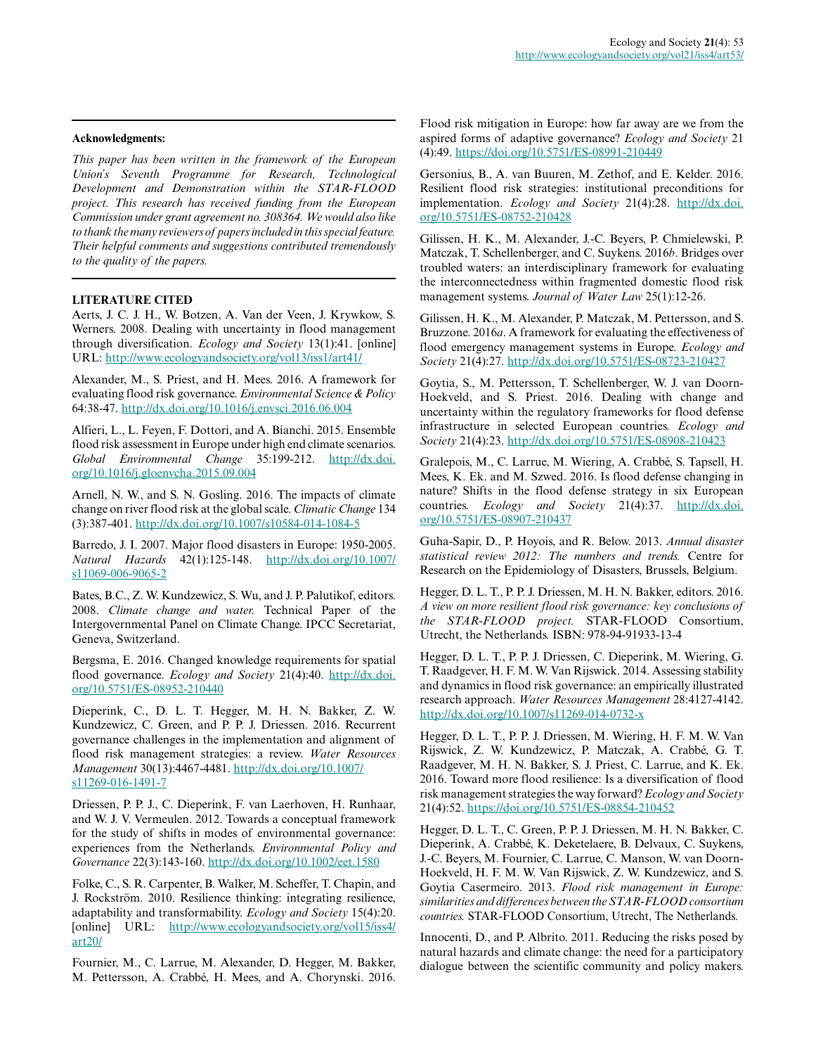**Acknowledgments:**

*This paper has been written in the framework of the European Union's Seventh Programme for Research, Technological Development and Demonstration within the STAR-FLOOD project. This research has received funding from the European Commission under grant agreement no. 308364. We would also like to thank the many reviewers of papers included in this special feature. Their helpful comments and suggestions contributed tremendously to the quality of the papers.*

**LITERATURE CITED**

Aerts, J. C. J. H., W. Botzen, A. Van der Veen, J. Krywkow, S. Werners. 2008. Dealing with uncertainty in flood management through diversification. *Ecology and Society* 13(1):41. [online] URL: http://www.ecologyandsociety.org/vol13/iss1/art41/

Alexander, M., S. Priest, and H. Mees. 2016. A framework for evaluating flood risk governance. *Environmental Science & Policy* 64:38-47. http://dx.doi.org/10.1016/j.envsci.2016.06.004

Alfieri, L., L. Feyen, F. Dottori, and A. Bianchi. 2015. Ensemble flood risk assessment in Europe under high end climate scenarios. *Global Environmental Change* 35:199-212. http://dx.doi.org/10.1016/j.gloenvcha.2015.09.004

Arnell, N. W., and S. N. Gosling. 2016. The impacts of climate change on river flood risk at the global scale. *Climatic Change* 134 (3):387-401. http://dx.doi.org/10.1007/s10584-014-1084-5

Barredo, J. I. 2007. Major flood disasters in Europe: 1950-2005. *Natural Hazards* 42(1):125-148. http://dx.doi.org/10.1007/s11069-006-9065-2

Bates, B.C., Z. W. Kundzewicz, S. Wu, and J. P. Palutikof, editors. 2008. *Climate change and water.* Technical Paper of the Intergovernmental Panel on Climate Change. IPCC Secretariat, Geneva, Switzerland.

Bergsma, E. 2016. Changed knowledge requirements for spatial flood governance. *Ecology and Society* 21(4):40. http://dx.doi.org/10.5751/ES-08952-210440

Dieperink, C., D. L. T. Hegger, M. H. N. Bakker, Z. W. Kundzewicz, C. Green, and P. P. J. Driessen. 2016. Recurrent governance challenges in the implementation and alignment of flood risk management strategies: a review. *Water Resources Management* 30(13):4467-4481. http://dx.doi.org/10.1007/s11269-016-1491-7

Driessen, P. P. J., C. Dieperink, F. van Laerhoven, H. Runhaar, and W. J. V. Vermeulen. 2012. Towards a conceptual framework for the study of shifts in modes of environmental governance: experiences from the Netherlands. *Environmental Policy and Governance* 22(3):143-160. http://dx.doi.org/10.1002/eet.1580

Folke, C., S. R. Carpenter, B. Walker, M. Scheffer, T. Chapin, and J. Rockström. 2010. Resilience thinking: integrating resilience, adaptability and transformability. *Ecology and Society* 15(4):20. [online] URL: http://www.ecologyandsociety.org/vol15/iss4/art20/

Fournier, M., C. Larrue, M. Alexander, D. Hegger, M. Bakker, M. Pettersson, A. Crabbé, H. Mees, and A. Chorynski. 2016. Flood risk mitigation in Europe: how far away are we from the aspired forms of adaptive governance? *Ecology and Society* 21 (4):49. https://doi.org/10.5751/ES-08991-210449

Gersonius, B., A. van Buuren, M. Zethof, and E. Kelder. 2016. Resilient flood risk strategies: institutional preconditions for implementation. *Ecology and Society* 21(4):28. http://dx.doi.org/10.5751/ES-08752-210428

Gilissen, H. K., M. Alexander, J.-C. Beyers, P. Chmielewski, P. Matczak, T. Schellenberger, and C. Suykens. 2016*b*. Bridges over troubled waters: an interdisciplinary framework for evaluating the interconnectedness within fragmented domestic flood risk management systems. *Journal of Water Law* 25(1):12-26.

Gilissen, H. K., M. Alexander, P. Matczak, M. Pettersson, and S. Bruzzone. 2016*a*. A framework for evaluating the effectiveness of flood emergency management systems in Europe. *Ecology and Society* 21(4):27. http://dx.doi.org/10.5751/ES-08723-210427

Goytia, S., M. Pettersson, T. Schellenberger, W. J. van Doorn-Hoekveld, and S. Priest. 2016. Dealing with change and uncertainty within the regulatory frameworks for flood defense infrastructure in selected European countries. *Ecology and Society* 21(4):23. http://dx.doi.org/10.5751/ES-08908-210423

Gralepois, M., C. Larrue, M. Wiering, A. Crabbé, S. Tapsell, H. Mees, K. Ek. and M. Szwed. 2016. Is flood defense changing in nature? Shifts in the flood defense strategy in six European countries. *Ecology and Society* 21(4):37. http://dx.doi.org/10.5751/ES-08907-210437

Guha-Sapir, D., P. Hoyois, and R. Below. 2013. *Annual disaster statistical review 2012: The numbers and trends.* Centre for Research on the Epidemiology of Disasters, Brussels, Belgium.

Hegger, D. L. T., P. P. J. Driessen, M. H. N. Bakker, editors. 2016. *A view on more resilient flood risk governance: key conclusions of the STAR-FLOOD project.* STAR-FLOOD Consortium, Utrecht, the Netherlands. ISBN: 978-94-91933-13-4

Hegger, D. L. T., P. P. J. Driessen, C. Dieperink, M. Wiering, G. T. Raadgever, H. F. M. W. Van Rijswick. 2014. Assessing stability and dynamics in flood risk governance: an empirically illustrated research approach. *Water Resources Management* 28:4127-4142. http://dx.doi.org/10.1007/s11269-014-0732-x

Hegger, D. L. T., P. P. J. Driessen, M. Wiering, H. F. M. W. Van Rijswick, Z. W. Kundzewicz, P. Matczak, A. Crabbé, G. T. Raadgever, M. H. N. Bakker, S. J. Priest, C. Larrue, and K. Ek. 2016. Toward more flood resilience: Is a diversification of flood risk management strategies the way forward? *Ecology and Society* 21(4):52. https://doi.org/10.5751/ES-08854-210452

Hegger, D. L. T., C. Green, P. P. J. Driessen, M. H. N. Bakker, C. Dieperink, A. Crabbé, K. Deketelaere, B. Delvaux, C. Suykens, J.-C. Beyers, M. Fournier, C. Larrue, C. Manson, W. van Doorn-Hoekveld, H. F. M. W. Van Rijswick, Z. W. Kundzewicz, and S. Goytia Casermeiro. 2013. *Flood risk management in Europe: similarities and differences between the STAR-FLOOD consortium countries.* STAR-FLOOD Consortium, Utrecht, The Netherlands.

Innocenti, D., and P. Albrito. 2011. Reducing the risks posed by natural hazards and climate change: the need for a participatory dialogue between the scientific community and policy makers.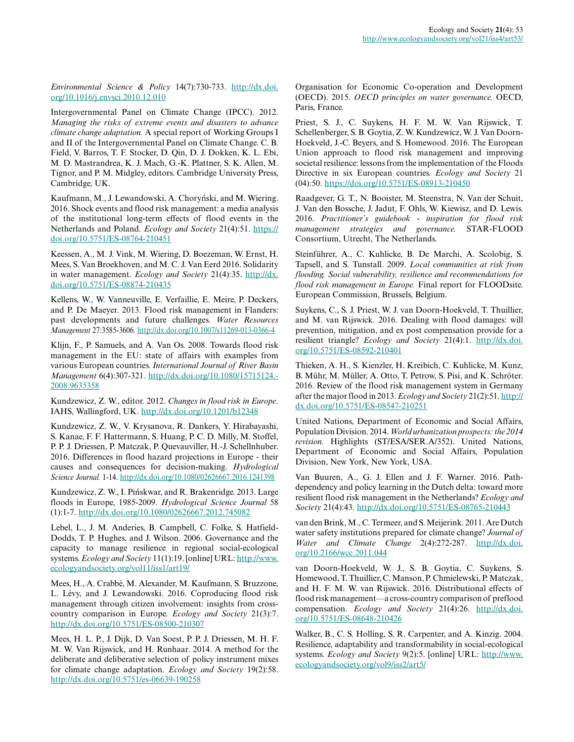*Environmental Science & Policy* 14(7):730-733. http://dx.doi.org/10.1016/j.envsci.2010.12.010

Intergovernmental Panel on Climate Change (IPCC). 2012. *Managing the risks of extreme events and disasters to advance climate change adaptation.* A special report of Working Groups I and II of the Intergovernmental Panel on Climate Change. C. B. Field, V. Barros, T. F. Stocker, D. Qin, D. J. Dokken, K. L. Ebi, M. D. Mastrandrea, K. J. Mach, G.-K. Plattner, S. K. Allen, M. Tignor, and P. M. Midgley, editors. Cambridge University Press, Cambridge, UK.

Kaufmann, M., J. Lewandowski, A. Choryński, and M. Wiering. 2016. Shock events and flood risk management: a media analysis of the institutional long-term effects of flood events in the Netherlands and Poland. *Ecology and Society* 21(4):51. https://doi.org/10.5751/ES-08764-210451

Keessen, A., M. J. Vink, M. Wiering, D. Boezeman, W. Ernst, H. Mees, S. Van Broekhoven, and M. C. J. Van Eerd 2016. Solidarity in water management. *Ecology and Society* 21(4):35. http://dx.doi.org/10.5751/ES-08874-210435

Kellens, W., W. Vanneuville, E. Verfaillie, E. Meire, P. Deckers, and P. De Maeyer. 2013. Flood risk management in Flanders: past developments and future challenges. *Water Resources Management* 27:3585-3606. http://dx.doi.org/10.1007/s11269-013-0366-4

Klijn, F., P. Samuels, and A. Van Os. 2008. Towards flood risk management in the EU: state of affairs with examples from various European countries. *International Journal of River Basin Management* 6(4):307-321. http://dx.doi.org/10.1080/15715124.2008.9635358

Kundzewicz, Z. W., editor. 2012. *Changes in flood risk in Europe*. IAHS, Wallingford, UK. http://dx.doi.org/10.1201/b12348

Kundzewicz, Z. W., V. Krysanova, R. Dankers, Y. Hirabayashi, S. Kanae, F. F. Hattermann, S. Huang, P. C. D. Milly, M. Stoffel, P. P. J. Driessen, P. Matczak, P. Quevauviller, H.-J. Schellnhuber. 2016. Differences in flood hazard projections in Europe - their causes and consequences for decision-making. *Hydrological Science Journal.* 1-14. http://dx.doi.org/10.1080/02626667.2016.1241398

Kundzewicz, Z. W., I. Pińskwar, and R. Brakenridge. 2013. Large floods in Europe, 1985-2009. *Hydrological Science Journal* 58 (1):1-7. http://dx.doi.org/10.1080/02626667.2012.745082

Lebel, L., J. M. Anderies, B. Campbell, C. Folke, S. Hatfield-Dodds, T. P. Hughes, and J. Wilson. 2006. Governance and the capacity to manage resilience in regional social-ecological systems. *Ecology and Society* 11(1):19. [online] URL: http://www.ecologyandsociety.org/vol11/iss1/art19/

Mees, H., A. Crabbé, M. Alexander, M. Kaufmann, S. Bruzzone, L. Lévy, and J. Lewandowski. 2016. Coproducing flood risk management through citizen involvement: insights from cross-country comparison in Europe. *Ecology and Society* 21(3):7. http://dx.doi.org/10.5751/ES-08500-210307

Mees, H. L. P., J. Dijk, D. Van Soest, P. P. J. Driessen, M. H. F. M. W. Van Rijswick, and H. Runhaar. 2014. A method for the deliberate and deliberative selection of policy instrument mixes for climate change adaptation. *Ecology and Society* 19(2):58. http://dx.doi.org/10.5751/es-06639-190258

Organisation for Economic Co-operation and Development (OECD). 2015. *OECD principles on water governance.* OECD, Paris, France.

Priest, S. J., C. Suykens, H. F. M. W. Van Rijswick, T. Schellenberger, S. B. Goytia, Z. W. Kundzewicz, W. J. Van Doorn-Hoekveld, J.-C. Beyers, and S. Homewood. 2016. The European Union approach to flood risk management and improving societal resilience: lessons from the implementation of the Floods Directive in six European countries. *Ecology and Society* 21 (04):50. https://doi.org/10.5751/ES-08913-210450

Raadgever, G. T., N. Booister, M. Steenstra, N. Van der Schuit, J. Van den Bossche, J. Jadut, F. Ohls, W. Kiewisz, and D. Lewis. 2016. *Practitioner's guidebook - inspiration for flood risk management strategies and governance.* STAR-FLOOD Consortium, Utrecht, The Netherlands.

Steinführer, A., C. Kuhlicke, B. De Marchi, A. Scolobig, S. Tapsell, and S. Tunstall. 2009. *Local communities at risk from flooding. Social vulnerability, resilience and recommendations for flood risk management in Europe.* Final report for FLOODsite. European Commission, Brussels, Belgium.

Suykens, C., S. J. Priest, W. J. van Doorn-Hoekveld, T. Thuillier, and M. van Rijswick. 2016. Dealing with flood damages: will prevention, mitigation, and ex post compensation provide for a resilient triangle? *Ecology and Society* 21(4):1. http://dx.doi.org/10.5751/ES-08592-210401

Thieken, A. H., S. Kienzler, H. Kreibich, C. Kuhlicke, M. Kunz, B. Mühr, M. Müller, A. Otto, T. Petrow, S. Pisi, and K. Schröter. 2016. Review of the flood risk management system in Germany after the major flood in 2013. *Ecology and Society* 21(2):51. http://dx.doi.org/10.5751/ES-08547-210251

United Nations, Department of Economic and Social Affairs, Population Division. 2014. *World urbanization prospects: the 2014 revision.* Highlights (ST/ESA/SER.A/352). United Nations, Department of Economic and Social Affairs, Population Division, New York, New York, USA.

Van Buuren, A., G. J. Ellen and J. F. Warner. 2016. Path-dependency and policy learning in the Dutch delta: toward more resilient flood risk management in the Netherlands? *Ecology and Society* 21(4):43. http://dx.doi.org/10.5751/ES-08765-210443

van den Brink, M., C. Termeer, and S. Meijerink. 2011. Are Dutch water safety institutions prepared for climate change? *Journal of Water and Climate Change* 2(4):272-287. http://dx.doi.org/10.2166/wcc.2011.044

van Doorn-Hoekveld, W. J., S. B. Goytia, C. Suykens, S. Homewood, T. Thuillier, C. Manson, P. Chmielewski, P. Matczak, and H. F. M. W. van Rijswick. 2016. Distributional effects of flood risk management—a cross-country comparison of preflood compensation. *Ecology and Society* 21(4):26. http://dx.doi.org/10.5751/ES-08648-210426

Walker, B., C. S. Holling, S. R. Carpenter, and A. Kinzig. 2004. Resilience, adaptability and transformability in social-ecological systems. *Ecology and Society* 9(2):5. [online] URL: http://www.ecologyandsociety.org/vol9/iss2/art5/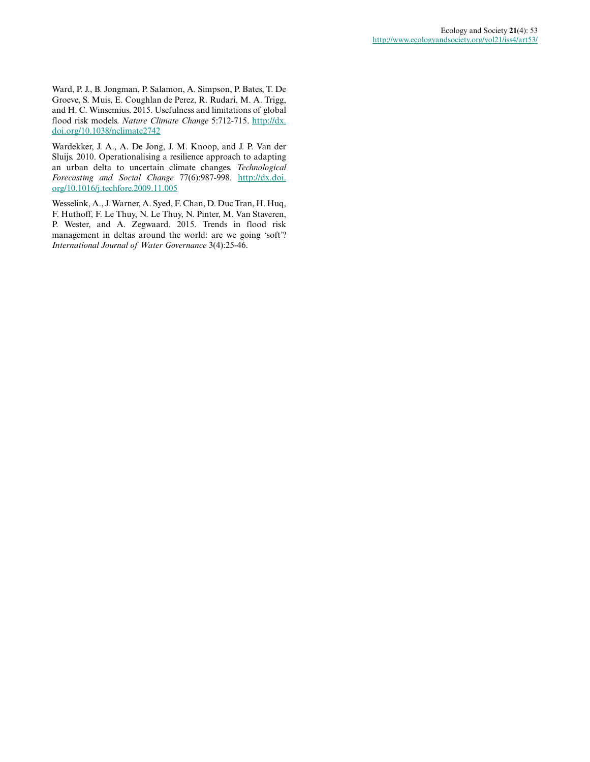Ward, P. J., B. Jongman, P. Salamon, A. Simpson, P. Bates, T. De Groeve, S. Muis, E. Coughlan de Perez, R. Rudari, M. A. Trigg, and H. C. Winsemius. 2015. Usefulness and limitations of global flood risk models. *Nature Climate Change* 5:712-715. http://dx.doi.org/10.1038/nclimate2742

Wardekker, J. A., A. De Jong, J. M. Knoop, and J. P. Van der Sluijs. 2010. Operationalising a resilience approach to adapting an urban delta to uncertain climate changes. *Technological Forecasting and Social Change* 77(6):987-998. http://dx.doi.org/10.1016/j.techfore.2009.11.005

Wesselink, A., J. Warner, A. Syed, F. Chan, D. Duc Tran, H. Huq, F. Huthoff, F. Le Thuy, N. Le Thuy, N. Pinter, M. Van Staveren, P. Wester, and A. Zegwaard. 2015. Trends in flood risk management in deltas around the world: are we going 'soft'? *International Journal of Water Governance* 3(4):25-46.